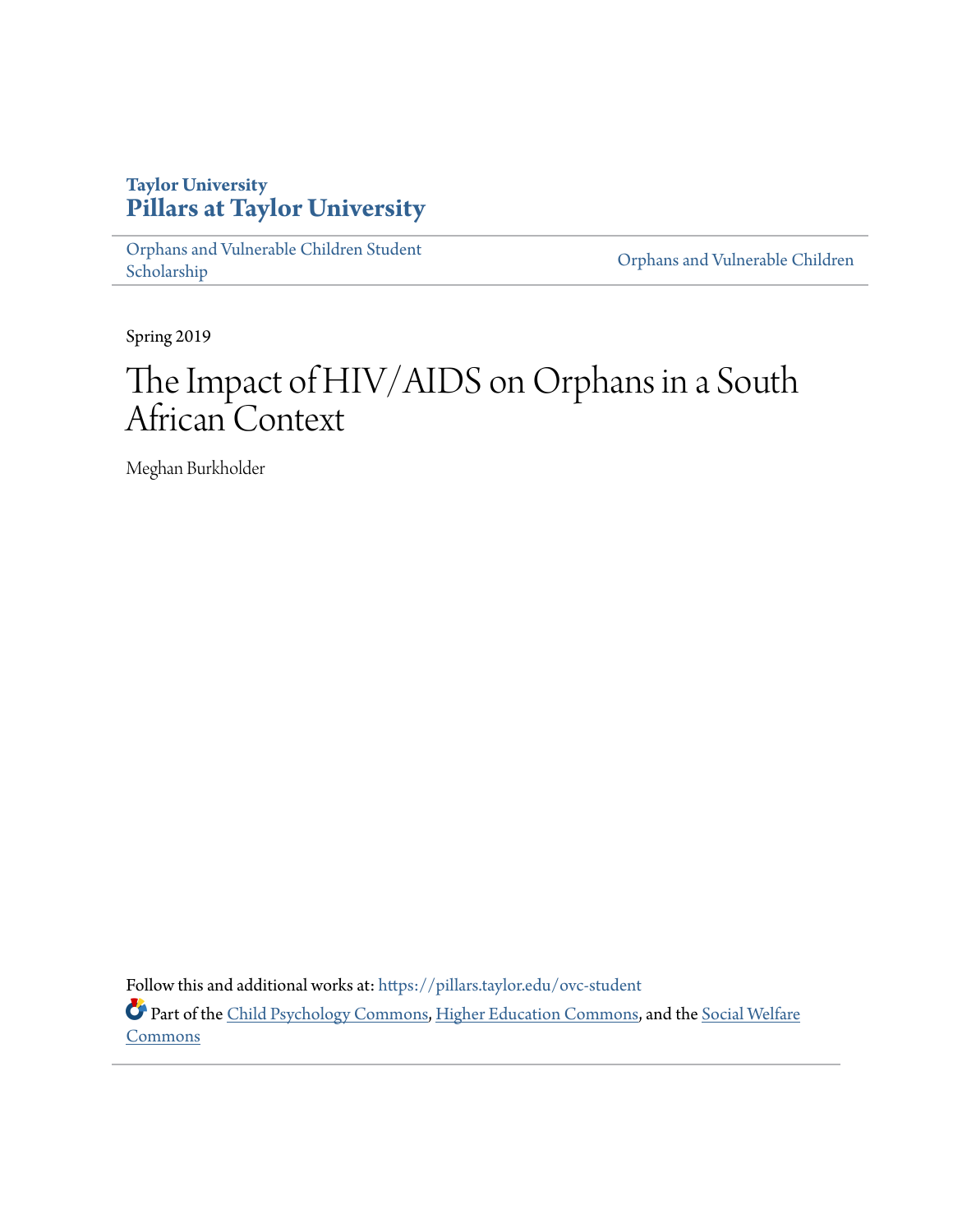Taylor University
# Pillars at Taylor University

Orphans and Vulnerable Children Student Scholarship | Orphans and Vulnerable Children

Spring 2019

# The Impact of HIV/AIDS on Orphans in a South African Context

Meghan Burkholder

Follow this and additional works at: https://pillars.taylor.edu/ovc-student

Part of the Child Psychology Commons, Higher Education Commons, and the Social Welfare Commons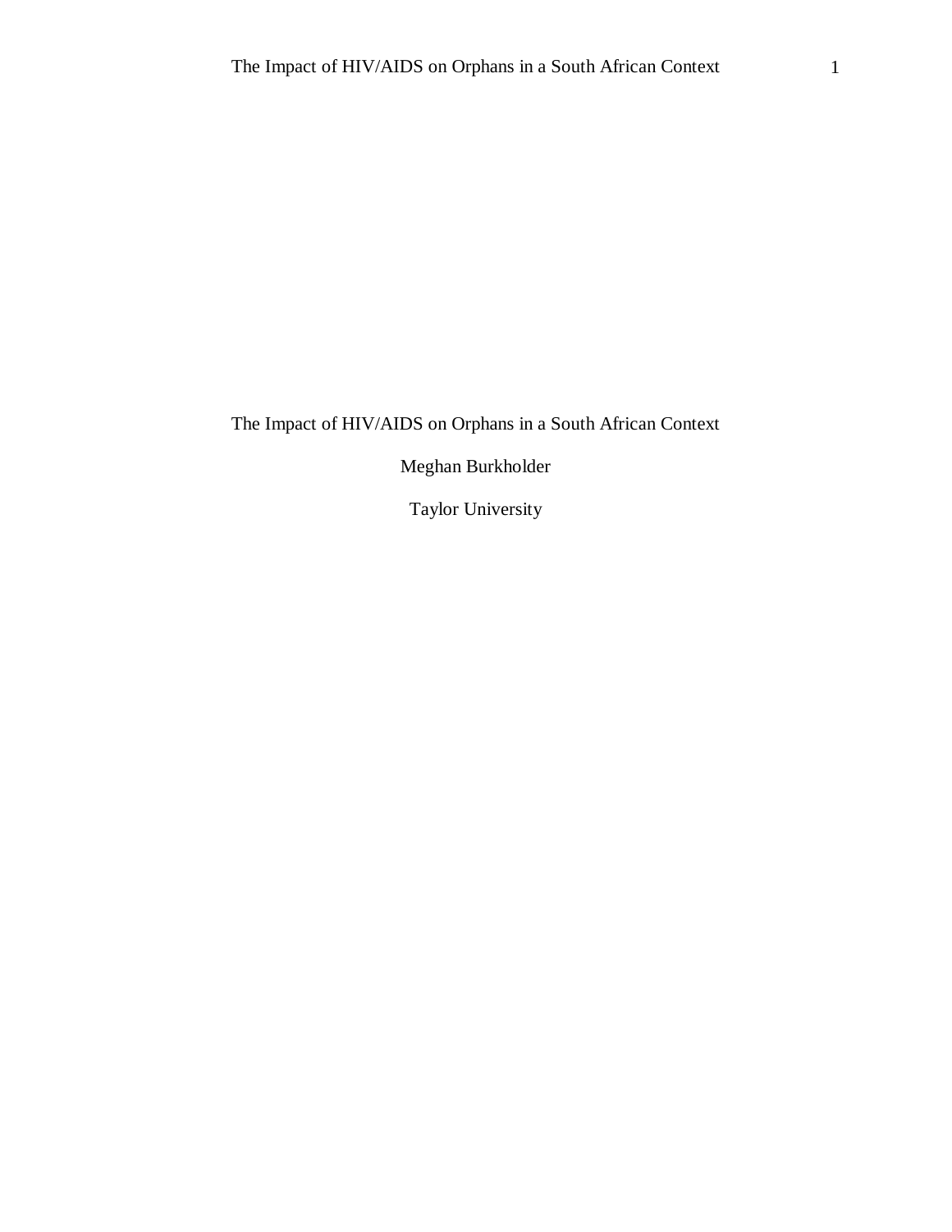# The Impact of HIV/AIDS on Orphans in a South African Context

Meghan Burkholder

Taylor University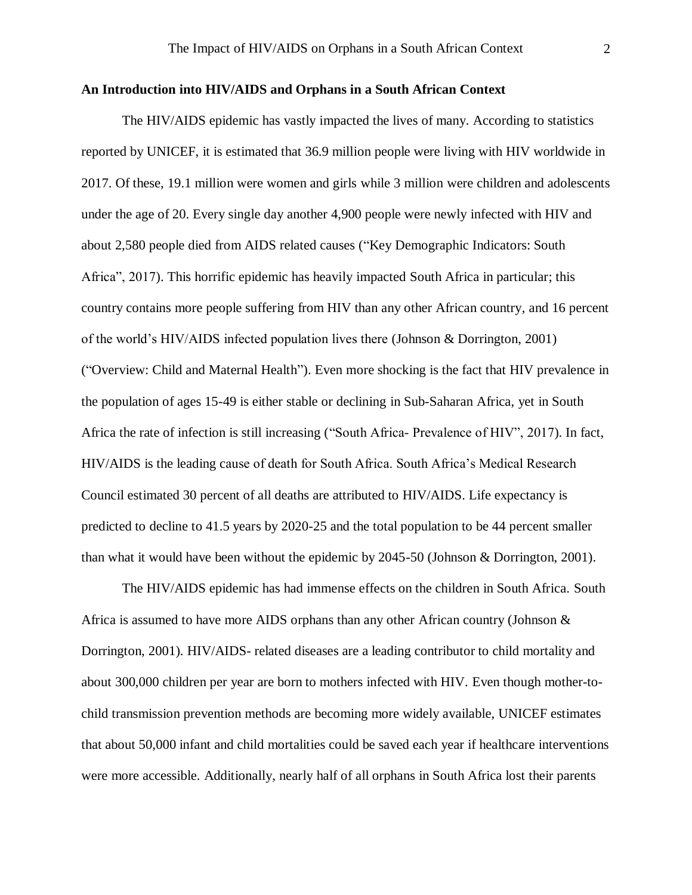## An Introduction into HIV/AIDS and Orphans in a South African Context

The HIV/AIDS epidemic has vastly impacted the lives of many. According to statistics reported by UNICEF, it is estimated that 36.9 million people were living with HIV worldwide in 2017. Of these, 19.1 million were women and girls while 3 million were children and adolescents under the age of 20. Every single day another 4,900 people were newly infected with HIV and about 2,580 people died from AIDS related causes ("Key Demographic Indicators: South Africa", 2017). This horrific epidemic has heavily impacted South Africa in particular; this country contains more people suffering from HIV than any other African country, and 16 percent of the world's HIV/AIDS infected population lives there (Johnson & Dorrington, 2001) ("Overview: Child and Maternal Health"). Even more shocking is the fact that HIV prevalence in the population of ages 15-49 is either stable or declining in Sub-Saharan Africa, yet in South Africa the rate of infection is still increasing ("South Africa- Prevalence of HIV", 2017). In fact, HIV/AIDS is the leading cause of death for South Africa. South Africa's Medical Research Council estimated 30 percent of all deaths are attributed to HIV/AIDS. Life expectancy is predicted to decline to 41.5 years by 2020-25 and the total population to be 44 percent smaller than what it would have been without the epidemic by 2045-50 (Johnson & Dorrington, 2001).

The HIV/AIDS epidemic has had immense effects on the children in South Africa. South Africa is assumed to have more AIDS orphans than any other African country (Johnson & Dorrington, 2001). HIV/AIDS- related diseases are a leading contributor to child mortality and about 300,000 children per year are born to mothers infected with HIV. Even though mother-to-child transmission prevention methods are becoming more widely available, UNICEF estimates that about 50,000 infant and child mortalities could be saved each year if healthcare interventions were more accessible. Additionally, nearly half of all orphans in South Africa lost their parents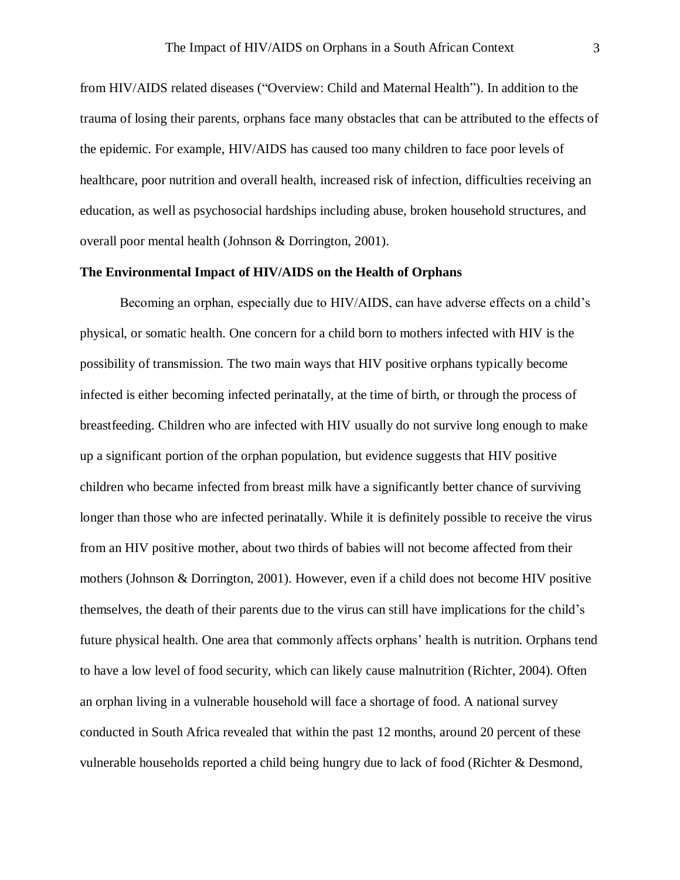from HIV/AIDS related diseases ("Overview: Child and Maternal Health"). In addition to the trauma of losing their parents, orphans face many obstacles that can be attributed to the effects of the epidemic. For example, HIV/AIDS has caused too many children to face poor levels of healthcare, poor nutrition and overall health, increased risk of infection, difficulties receiving an education, as well as psychosocial hardships including abuse, broken household structures, and overall poor mental health (Johnson & Dorrington, 2001).

**The Environmental Impact of HIV/AIDS on the Health of Orphans**

Becoming an orphan, especially due to HIV/AIDS, can have adverse effects on a child's physical, or somatic health. One concern for a child born to mothers infected with HIV is the possibility of transmission. The two main ways that HIV positive orphans typically become infected is either becoming infected perinatally, at the time of birth, or through the process of breastfeeding. Children who are infected with HIV usually do not survive long enough to make up a significant portion of the orphan population, but evidence suggests that HIV positive children who became infected from breast milk have a significantly better chance of surviving longer than those who are infected perinatally. While it is definitely possible to receive the virus from an HIV positive mother, about two thirds of babies will not become affected from their mothers (Johnson & Dorrington, 2001). However, even if a child does not become HIV positive themselves, the death of their parents due to the virus can still have implications for the child's future physical health. One area that commonly affects orphans' health is nutrition. Orphans tend to have a low level of food security, which can likely cause malnutrition (Richter, 2004). Often an orphan living in a vulnerable household will face a shortage of food. A national survey conducted in South Africa revealed that within the past 12 months, around 20 percent of these vulnerable households reported a child being hungry due to lack of food (Richter & Desmond,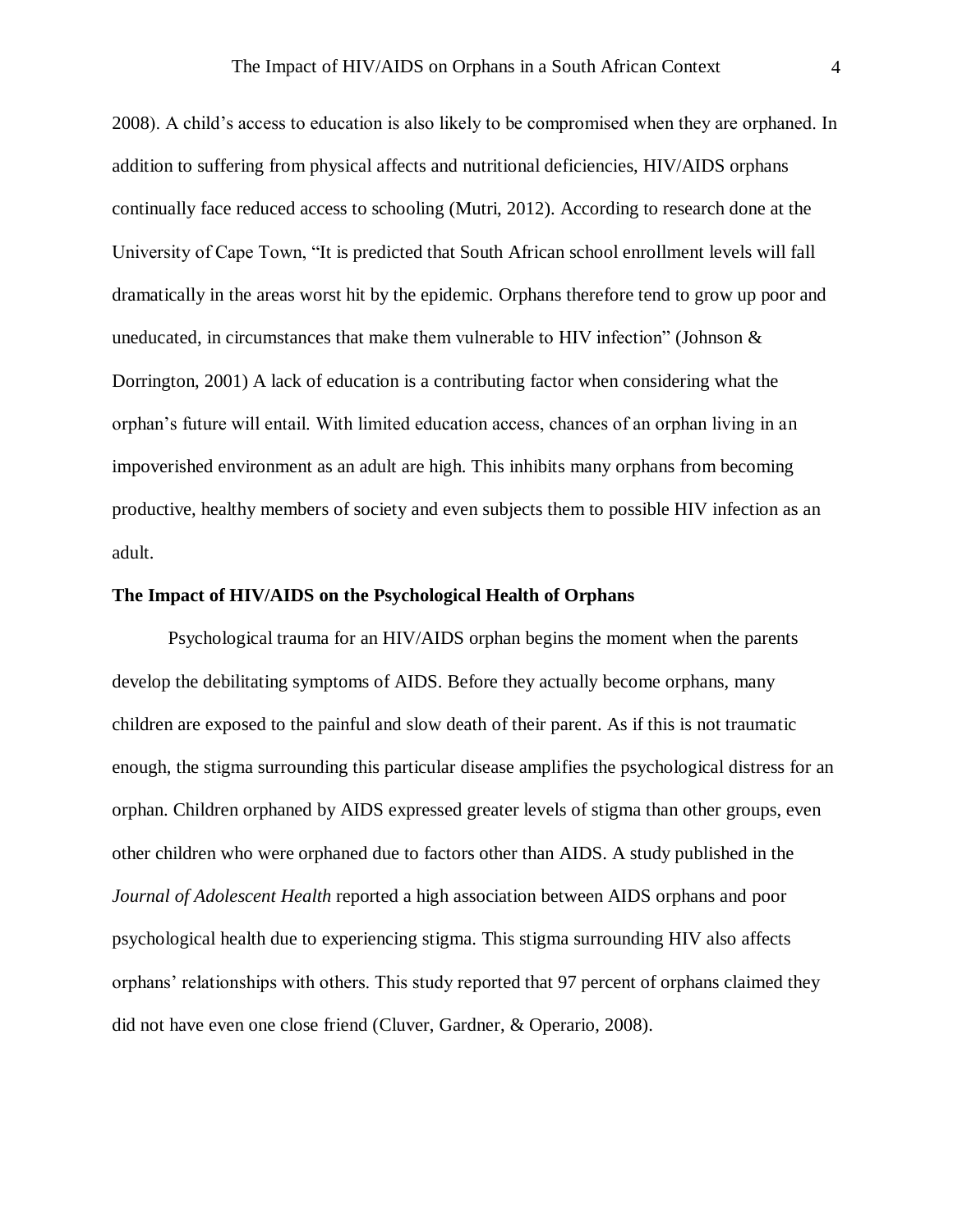2008). A child's access to education is also likely to be compromised when they are orphaned. In addition to suffering from physical affects and nutritional deficiencies, HIV/AIDS orphans continually face reduced access to schooling (Mutri, 2012). According to research done at the University of Cape Town, "It is predicted that South African school enrollment levels will fall dramatically in the areas worst hit by the epidemic. Orphans therefore tend to grow up poor and uneducated, in circumstances that make them vulnerable to HIV infection" (Johnson & Dorrington, 2001) A lack of education is a contributing factor when considering what the orphan's future will entail. With limited education access, chances of an orphan living in an impoverished environment as an adult are high. This inhibits many orphans from becoming productive, healthy members of society and even subjects them to possible HIV infection as an adult.

**The Impact of HIV/AIDS on the Psychological Health of Orphans**

Psychological trauma for an HIV/AIDS orphan begins the moment when the parents develop the debilitating symptoms of AIDS. Before they actually become orphans, many children are exposed to the painful and slow death of their parent. As if this is not traumatic enough, the stigma surrounding this particular disease amplifies the psychological distress for an orphan. Children orphaned by AIDS expressed greater levels of stigma than other groups, even other children who were orphaned due to factors other than AIDS. A study published in the *Journal of Adolescent Health* reported a high association between AIDS orphans and poor psychological health due to experiencing stigma. This stigma surrounding HIV also affects orphans' relationships with others. This study reported that 97 percent of orphans claimed they did not have even one close friend (Cluver, Gardner, & Operario, 2008).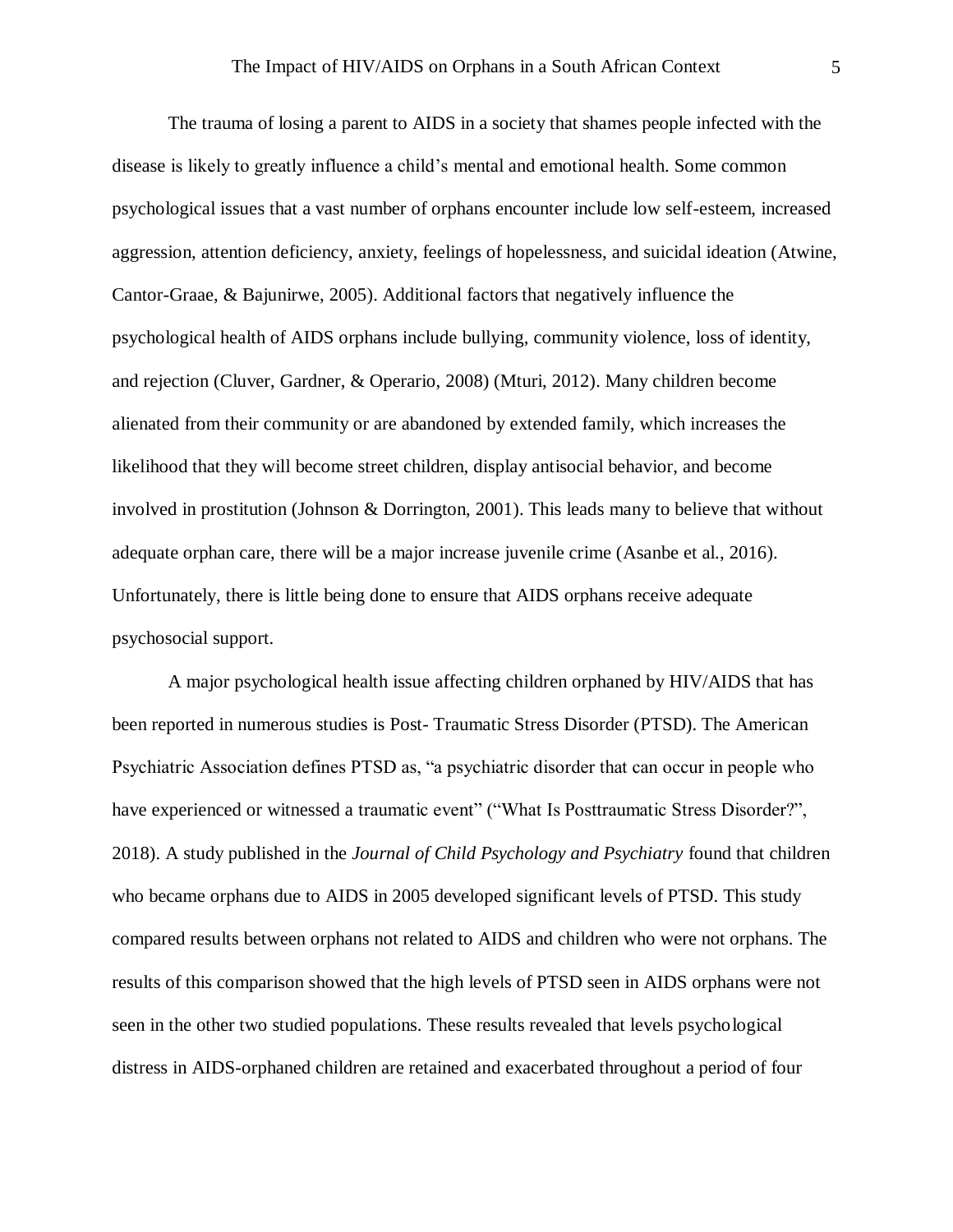The trauma of losing a parent to AIDS in a society that shames people infected with the disease is likely to greatly influence a child's mental and emotional health. Some common psychological issues that a vast number of orphans encounter include low self-esteem, increased aggression, attention deficiency, anxiety, feelings of hopelessness, and suicidal ideation (Atwine, Cantor-Graae, & Bajunirwe, 2005). Additional factors that negatively influence the psychological health of AIDS orphans include bullying, community violence, loss of identity, and rejection (Cluver, Gardner, & Operario, 2008) (Mturi, 2012). Many children become alienated from their community or are abandoned by extended family, which increases the likelihood that they will become street children, display antisocial behavior, and become involved in prostitution (Johnson & Dorrington, 2001). This leads many to believe that without adequate orphan care, there will be a major increase juvenile crime (Asanbe et al., 2016). Unfortunately, there is little being done to ensure that AIDS orphans receive adequate psychosocial support.

A major psychological health issue affecting children orphaned by HIV/AIDS that has been reported in numerous studies is Post- Traumatic Stress Disorder (PTSD). The American Psychiatric Association defines PTSD as, "a psychiatric disorder that can occur in people who have experienced or witnessed a traumatic event" ("What Is Posttraumatic Stress Disorder?", 2018). A study published in the *Journal of Child Psychology and Psychiatry* found that children who became orphans due to AIDS in 2005 developed significant levels of PTSD. This study compared results between orphans not related to AIDS and children who were not orphans. The results of this comparison showed that the high levels of PTSD seen in AIDS orphans were not seen in the other two studied populations. These results revealed that levels psychological distress in AIDS-orphaned children are retained and exacerbated throughout a period of four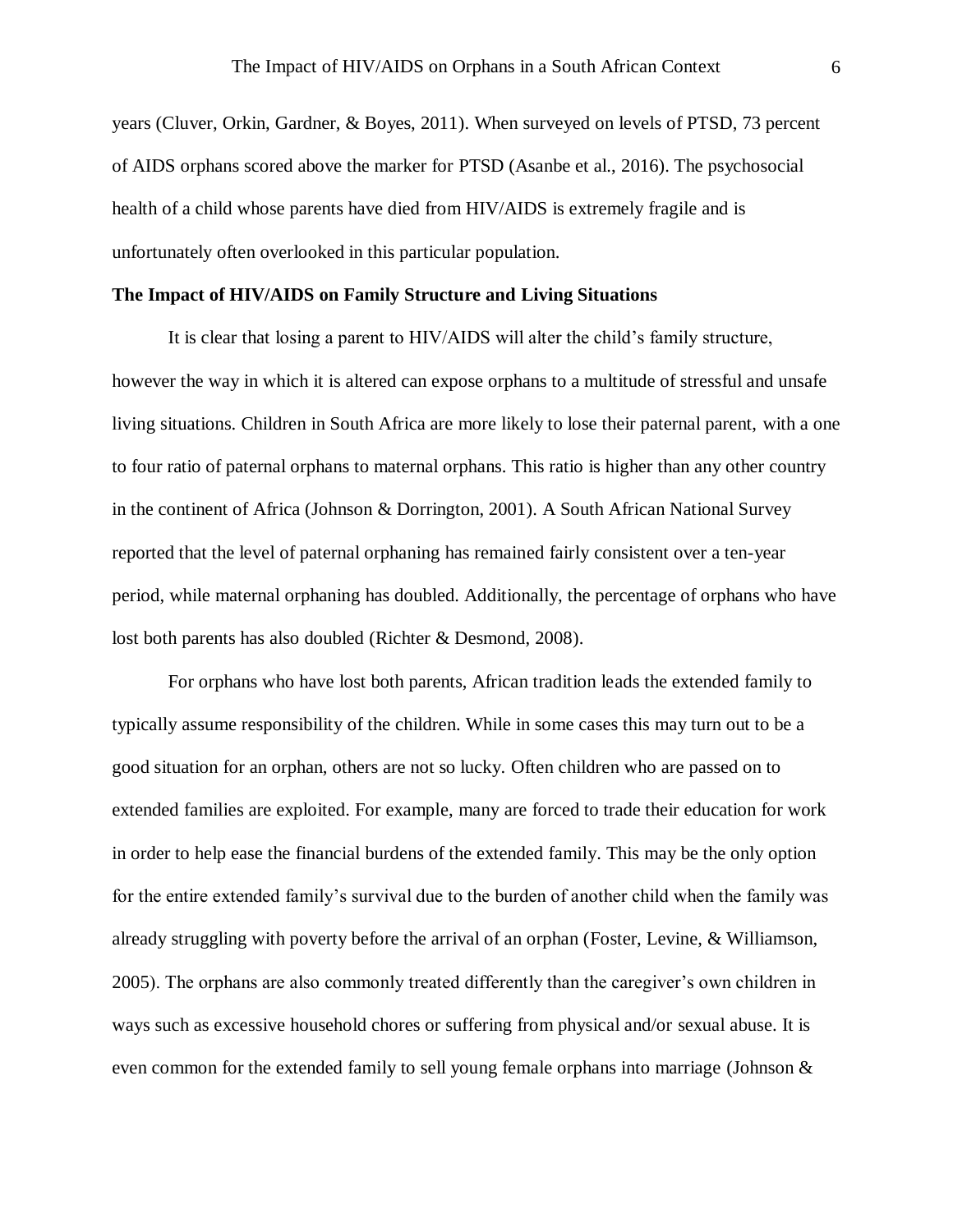years (Cluver, Orkin, Gardner, & Boyes, 2011). When surveyed on levels of PTSD, 73 percent of AIDS orphans scored above the marker for PTSD (Asanbe et al., 2016). The psychosocial health of a child whose parents have died from HIV/AIDS is extremely fragile and is unfortunately often overlooked in this particular population.

**The Impact of HIV/AIDS on Family Structure and Living Situations**

It is clear that losing a parent to HIV/AIDS will alter the child's family structure, however the way in which it is altered can expose orphans to a multitude of stressful and unsafe living situations. Children in South Africa are more likely to lose their paternal parent, with a one to four ratio of paternal orphans to maternal orphans. This ratio is higher than any other country in the continent of Africa (Johnson & Dorrington, 2001). A South African National Survey reported that the level of paternal orphaning has remained fairly consistent over a ten-year period, while maternal orphaning has doubled. Additionally, the percentage of orphans who have lost both parents has also doubled (Richter & Desmond, 2008).

For orphans who have lost both parents, African tradition leads the extended family to typically assume responsibility of the children. While in some cases this may turn out to be a good situation for an orphan, others are not so lucky. Often children who are passed on to extended families are exploited. For example, many are forced to trade their education for work in order to help ease the financial burdens of the extended family. This may be the only option for the entire extended family's survival due to the burden of another child when the family was already struggling with poverty before the arrival of an orphan (Foster, Levine, & Williamson, 2005). The orphans are also commonly treated differently than the caregiver's own children in ways such as excessive household chores or suffering from physical and/or sexual abuse. It is even common for the extended family to sell young female orphans into marriage (Johnson &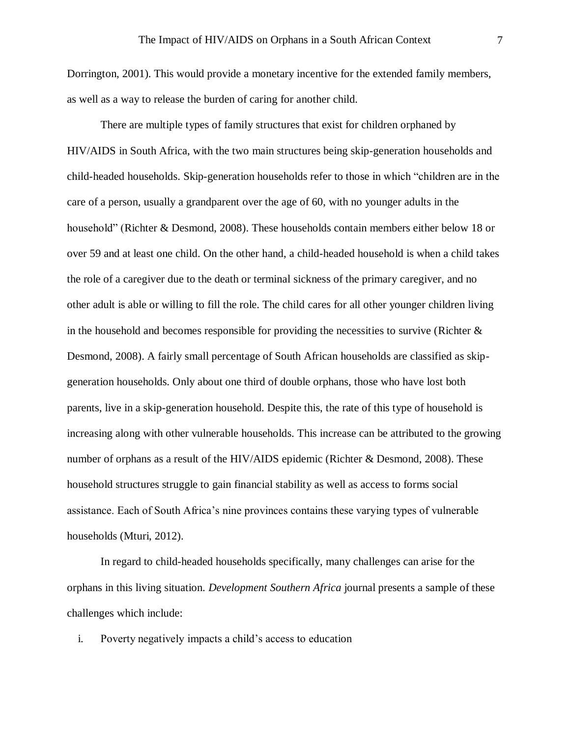Dorrington, 2001). This would provide a monetary incentive for the extended family members, as well as a way to release the burden of caring for another child.

There are multiple types of family structures that exist for children orphaned by HIV/AIDS in South Africa, with the two main structures being skip-generation households and child-headed households. Skip-generation households refer to those in which "children are in the care of a person, usually a grandparent over the age of 60, with no younger adults in the household" (Richter & Desmond, 2008). These households contain members either below 18 or over 59 and at least one child. On the other hand, a child-headed household is when a child takes the role of a caregiver due to the death or terminal sickness of the primary caregiver, and no other adult is able or willing to fill the role. The child cares for all other younger children living in the household and becomes responsible for providing the necessities to survive (Richter & Desmond, 2008). A fairly small percentage of South African households are classified as skip-generation households. Only about one third of double orphans, those who have lost both parents, live in a skip-generation household. Despite this, the rate of this type of household is increasing along with other vulnerable households. This increase can be attributed to the growing number of orphans as a result of the HIV/AIDS epidemic (Richter & Desmond, 2008). These household structures struggle to gain financial stability as well as access to forms social assistance. Each of South Africa's nine provinces contains these varying types of vulnerable households (Mturi, 2012).

In regard to child-headed households specifically, many challenges can arise for the orphans in this living situation. *Development Southern Africa* journal presents a sample of these challenges which include:

i. Poverty negatively impacts a child's access to education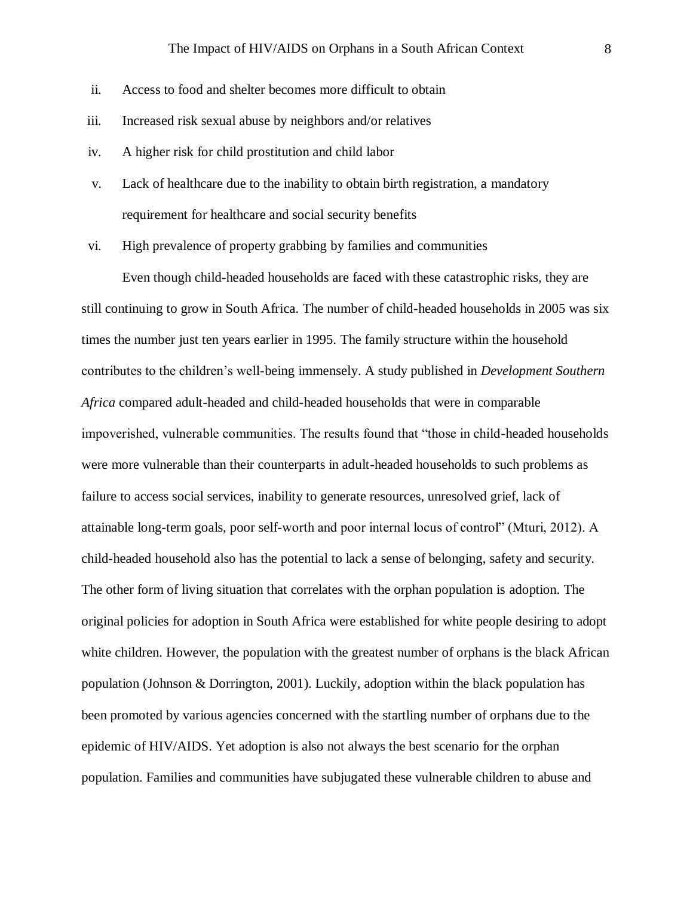ii. Access to food and shelter becomes more difficult to obtain
iii. Increased risk sexual abuse by neighbors and/or relatives
iv. A higher risk for child prostitution and child labor
v. Lack of healthcare due to the inability to obtain birth registration, a mandatory requirement for healthcare and social security benefits
vi. High prevalence of property grabbing by families and communities

Even though child-headed households are faced with these catastrophic risks, they are still continuing to grow in South Africa. The number of child-headed households in 2005 was six times the number just ten years earlier in 1995. The family structure within the household contributes to the children's well-being immensely. A study published in *Development Southern Africa* compared adult-headed and child-headed households that were in comparable impoverished, vulnerable communities. The results found that "those in child-headed households were more vulnerable than their counterparts in adult-headed households to such problems as failure to access social services, inability to generate resources, unresolved grief, lack of attainable long-term goals, poor self-worth and poor internal locus of control" (Mturi, 2012). A child-headed household also has the potential to lack a sense of belonging, safety and security. The other form of living situation that correlates with the orphan population is adoption. The original policies for adoption in South Africa were established for white people desiring to adopt white children. However, the population with the greatest number of orphans is the black African population (Johnson & Dorrington, 2001). Luckily, adoption within the black population has been promoted by various agencies concerned with the startling number of orphans due to the epidemic of HIV/AIDS. Yet adoption is also not always the best scenario for the orphan population. Families and communities have subjugated these vulnerable children to abuse and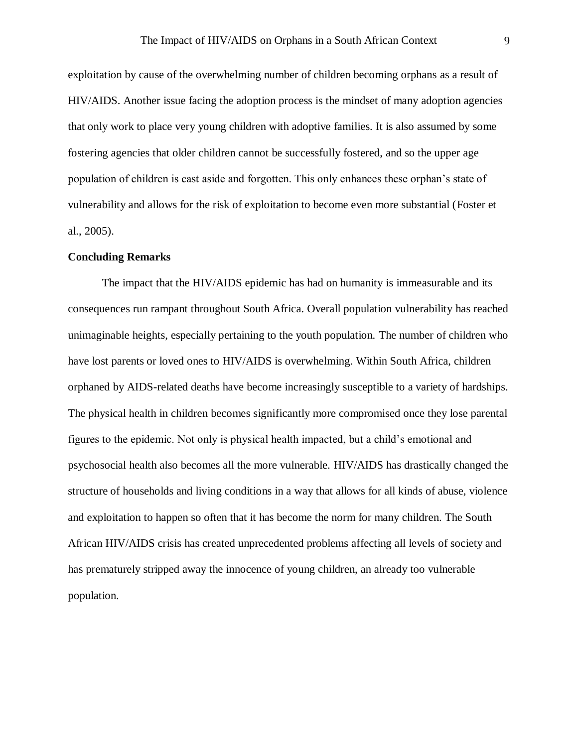exploitation by cause of the overwhelming number of children becoming orphans as a result of HIV/AIDS. Another issue facing the adoption process is the mindset of many adoption agencies that only work to place very young children with adoptive families. It is also assumed by some fostering agencies that older children cannot be successfully fostered, and so the upper age population of children is cast aside and forgotten. This only enhances these orphan's state of vulnerability and allows for the risk of exploitation to become even more substantial (Foster et al., 2005).

**Concluding Remarks**

The impact that the HIV/AIDS epidemic has had on humanity is immeasurable and its consequences run rampant throughout South Africa. Overall population vulnerability has reached unimaginable heights, especially pertaining to the youth population. The number of children who have lost parents or loved ones to HIV/AIDS is overwhelming. Within South Africa, children orphaned by AIDS-related deaths have become increasingly susceptible to a variety of hardships. The physical health in children becomes significantly more compromised once they lose parental figures to the epidemic. Not only is physical health impacted, but a child's emotional and psychosocial health also becomes all the more vulnerable. HIV/AIDS has drastically changed the structure of households and living conditions in a way that allows for all kinds of abuse, violence and exploitation to happen so often that it has become the norm for many children. The South African HIV/AIDS crisis has created unprecedented problems affecting all levels of society and has prematurely stripped away the innocence of young children, an already too vulnerable population.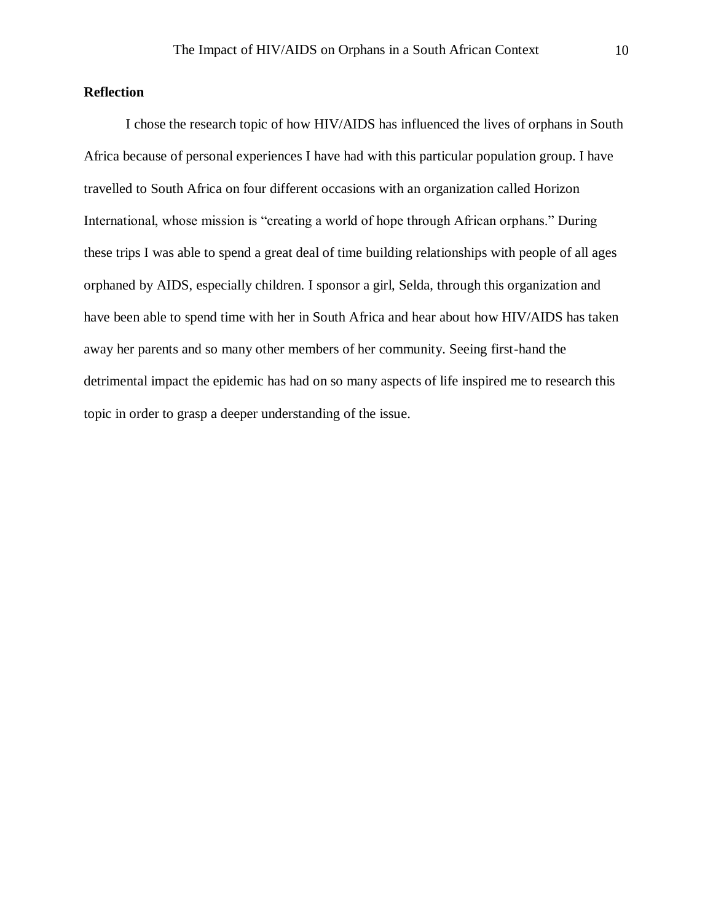## Reflection

I chose the research topic of how HIV/AIDS has influenced the lives of orphans in South Africa because of personal experiences I have had with this particular population group. I have travelled to South Africa on four different occasions with an organization called Horizon International, whose mission is "creating a world of hope through African orphans." During these trips I was able to spend a great deal of time building relationships with people of all ages orphaned by AIDS, especially children. I sponsor a girl, Selda, through this organization and have been able to spend time with her in South Africa and hear about how HIV/AIDS has taken away her parents and so many other members of her community. Seeing first-hand the detrimental impact the epidemic has had on so many aspects of life inspired me to research this topic in order to grasp a deeper understanding of the issue.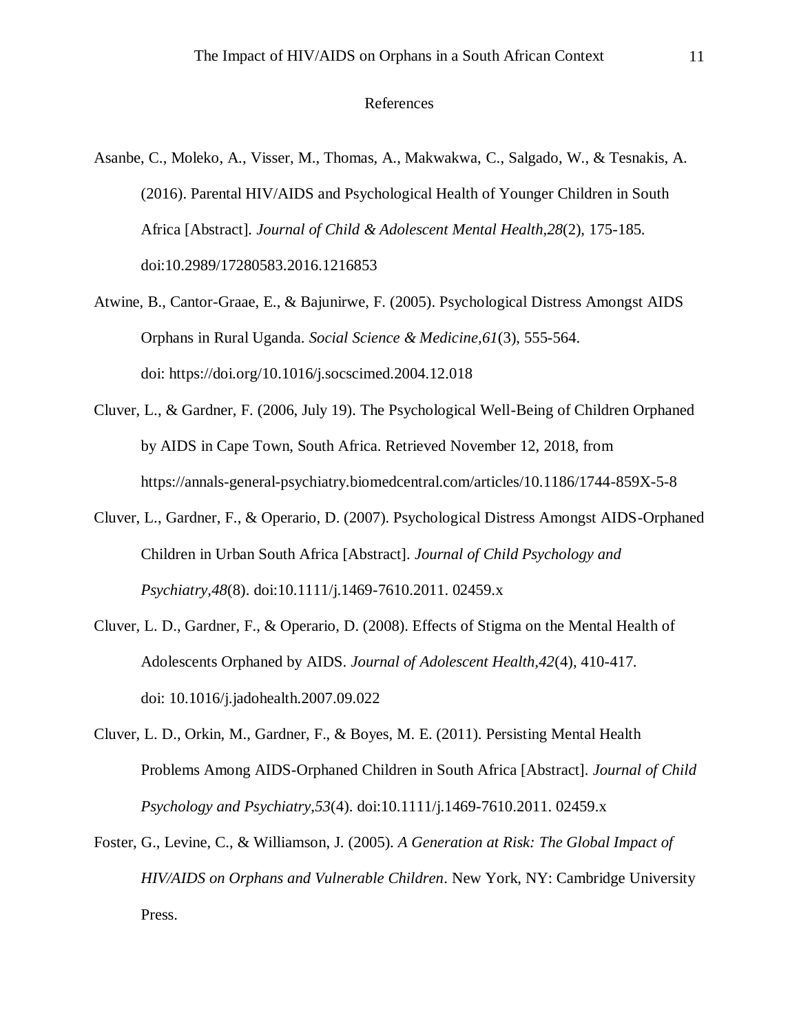# References

Asanbe, C., Moleko, A., Visser, M., Thomas, A., Makwakwa, C., Salgado, W., & Tesnakis, A. (2016). Parental HIV/AIDS and Psychological Health of Younger Children in South Africa [Abstract]. *Journal of Child & Adolescent Mental Health,28*(2), 175-185. doi:10.2989/17280583.2016.1216853

Atwine, B., Cantor-Graae, E., & Bajunirwe, F. (2005). Psychological Distress Amongst AIDS Orphans in Rural Uganda. *Social Science & Medicine,61*(3), 555-564. doi: https://doi.org/10.1016/j.socscimed.2004.12.018

Cluver, L., & Gardner, F. (2006, July 19). The Psychological Well-Being of Children Orphaned by AIDS in Cape Town, South Africa. Retrieved November 12, 2018, from https://annals-general-psychiatry.biomedcentral.com/articles/10.1186/1744-859X-5-8

Cluver, L., Gardner, F., & Operario, D. (2007). Psychological Distress Amongst AIDS-Orphaned Children in Urban South Africa [Abstract]. *Journal of Child Psychology and Psychiatry,48*(8). doi:10.1111/j.1469-7610.2011. 02459.x

Cluver, L. D., Gardner, F., & Operario, D. (2008). Effects of Stigma on the Mental Health of Adolescents Orphaned by AIDS. *Journal of Adolescent Health,42*(4), 410-417. doi: 10.1016/j.jadohealth.2007.09.022

Cluver, L. D., Orkin, M., Gardner, F., & Boyes, M. E. (2011). Persisting Mental Health Problems Among AIDS-Orphaned Children in South Africa [Abstract]. *Journal of Child Psychology and Psychiatry,53*(4). doi:10.1111/j.1469-7610.2011. 02459.x

Foster, G., Levine, C., & Williamson, J. (2005). *A Generation at Risk: The Global Impact of HIV/AIDS on Orphans and Vulnerable Children*. New York, NY: Cambridge University Press.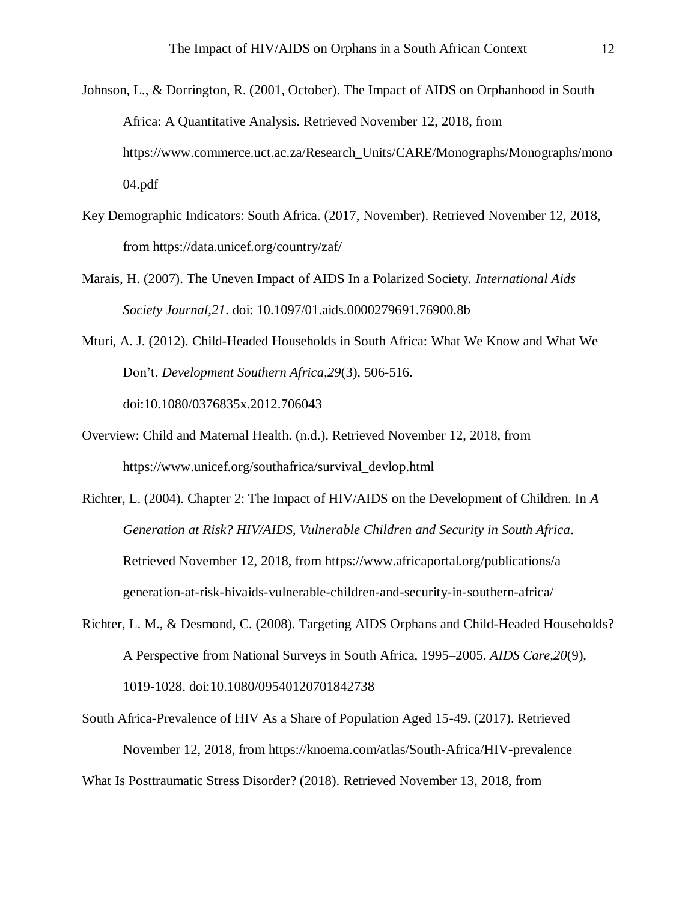Johnson, L., & Dorrington, R. (2001, October). The Impact of AIDS on Orphanhood in South Africa: A Quantitative Analysis. Retrieved November 12, 2018, from https://www.commerce.uct.ac.za/Research_Units/CARE/Monographs/Monographs/mono04.pdf

Key Demographic Indicators: South Africa. (2017, November). Retrieved November 12, 2018, from https://data.unicef.org/country/zaf/

Marais, H. (2007). The Uneven Impact of AIDS In a Polarized Society. *International Aids Society Journal,21*. doi: 10.1097/01.aids.0000279691.76900.8b

Mturi, A. J. (2012). Child-Headed Households in South Africa: What We Know and What We Don't. *Development Southern Africa,29*(3), 506-516. doi:10.1080/0376835x.2012.706043

Overview: Child and Maternal Health. (n.d.). Retrieved November 12, 2018, from https://www.unicef.org/southafrica/survival_devlop.html

Richter, L. (2004). Chapter 2: The Impact of HIV/AIDS on the Development of Children. In *A Generation at Risk? HIV/AIDS, Vulnerable Children and Security in South Africa*. Retrieved November 12, 2018, from https://www.africaportal.org/publications/a generation-at-risk-hivaids-vulnerable-children-and-security-in-southern-africa/

Richter, L. M., & Desmond, C. (2008). Targeting AIDS Orphans and Child-Headed Households? A Perspective from National Surveys in South Africa, 1995–2005. *AIDS Care,20*(9), 1019-1028. doi:10.1080/09540120701842738

South Africa-Prevalence of HIV As a Share of Population Aged 15-49. (2017). Retrieved November 12, 2018, from https://knoema.com/atlas/South-Africa/HIV-prevalence

What Is Posttraumatic Stress Disorder? (2018). Retrieved November 13, 2018, from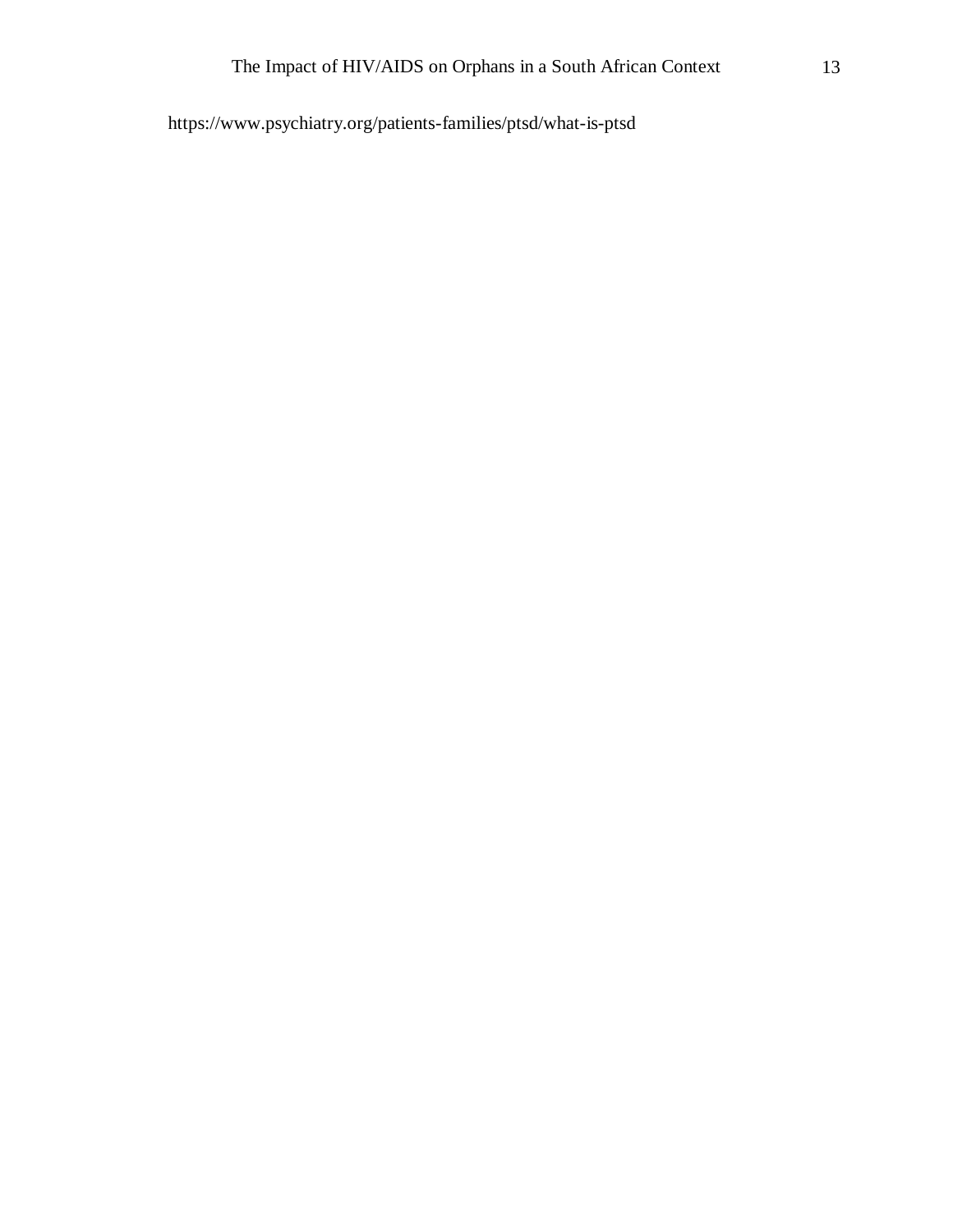https://www.psychiatry.org/patients-families/ptsd/what-is-ptsd